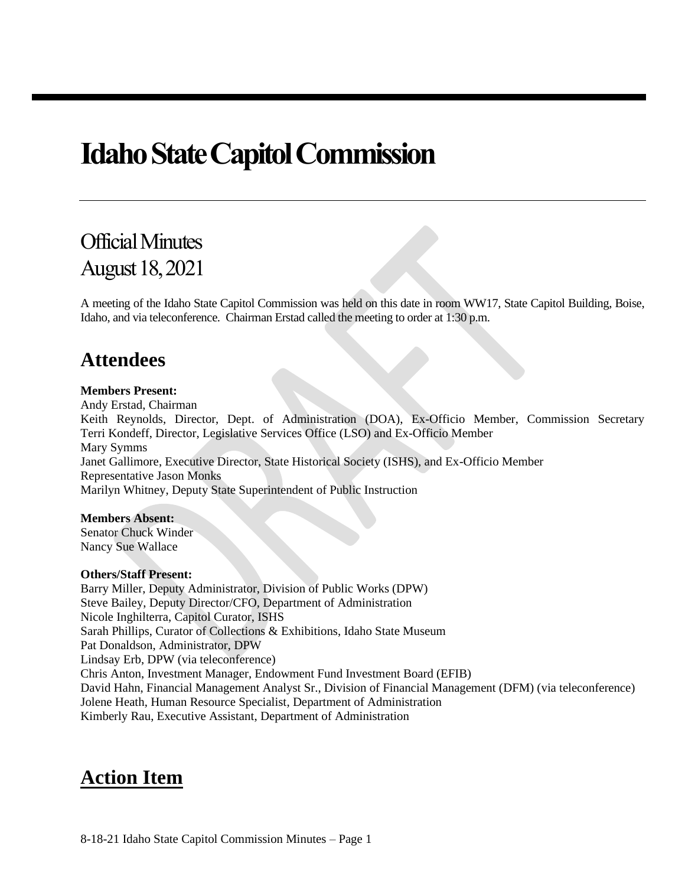# Idaho State Capitol Commission

## Official Minutes
## August 18, 2021

A meeting of the Idaho State Capitol Commission was held on this date in room WW17, State Capitol Building, Boise, Idaho, and via teleconference. Chairman Erstad called the meeting to order at 1:30 p.m.

## Attendees

**Members Present:**
Andy Erstad, Chairman
Keith Reynolds, Director, Dept. of Administration (DOA), Ex-Officio Member, Commission Secretary
Terri Kondeff, Director, Legislative Services Office (LSO) and Ex-Officio Member
Mary Symms
Janet Gallimore, Executive Director, State Historical Society (ISHS), and Ex-Officio Member
Representative Jason Monks
Marilyn Whitney, Deputy State Superintendent of Public Instruction

**Members Absent:**
Senator Chuck Winder
Nancy Sue Wallace

**Others/Staff Present:**
Barry Miller, Deputy Administrator, Division of Public Works (DPW)
Steve Bailey, Deputy Director/CFO, Department of Administration
Nicole Inghilterra, Capitol Curator, ISHS
Sarah Phillips, Curator of Collections & Exhibitions, Idaho State Museum
Pat Donaldson, Administrator, DPW
Lindsay Erb, DPW (via teleconference)
Chris Anton, Investment Manager, Endowment Fund Investment Board (EFIB)
David Hahn, Financial Management Analyst Sr., Division of Financial Management (DFM) (via teleconference)
Jolene Heath, Human Resource Specialist, Department of Administration
Kimberly Rau, Executive Assistant, Department of Administration

## Action Item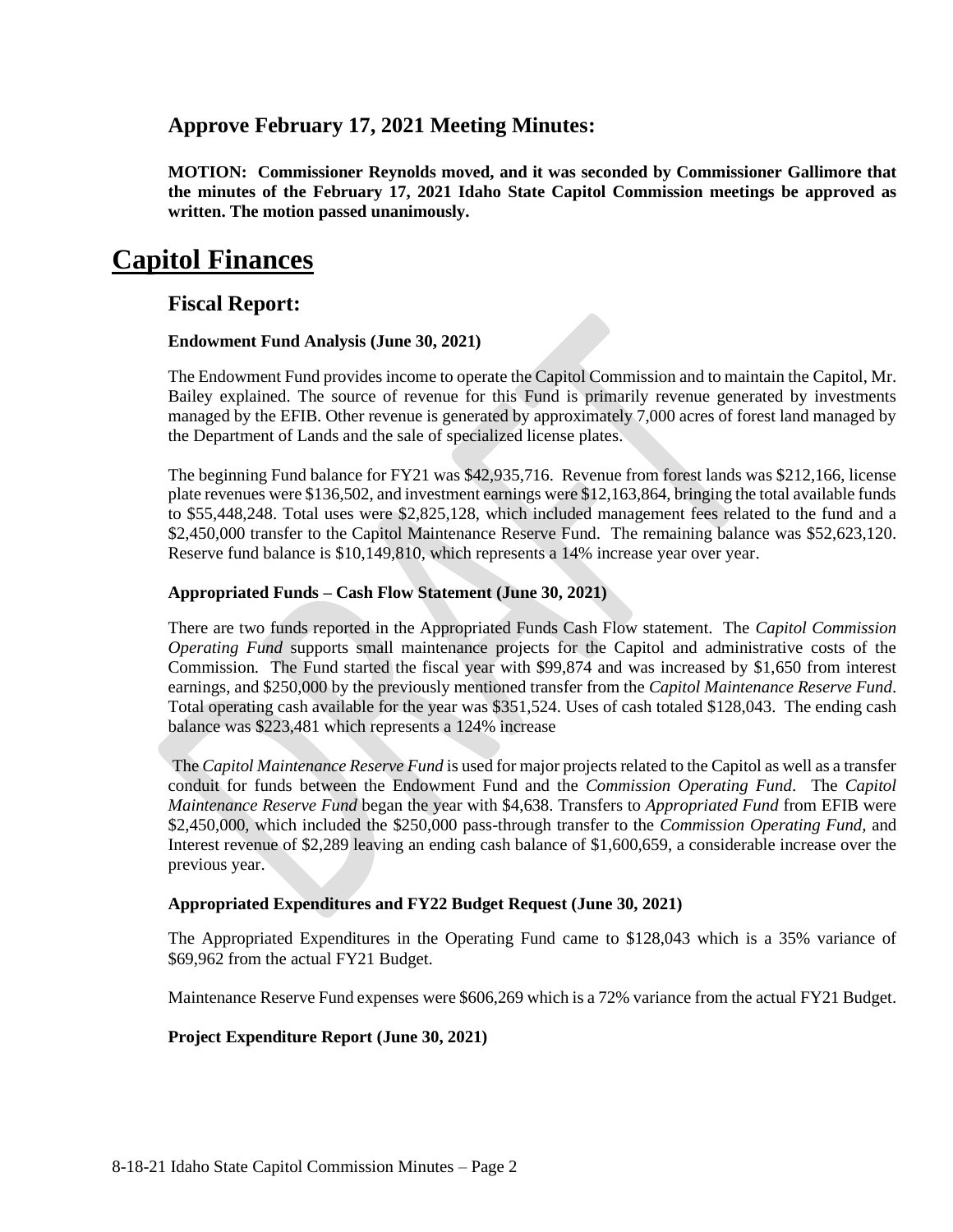### Approve February 17, 2021 Meeting Minutes:

**MOTION: Commissioner Reynolds moved, and it was seconded by Commissioner Gallimore that the minutes of the February 17, 2021 Idaho State Capitol Commission meetings be approved as written. The motion passed unanimously.**

# Capitol Finances

## Fiscal Report:

**Endowment Fund Analysis (June 30, 2021)**

The Endowment Fund provides income to operate the Capitol Commission and to maintain the Capitol, Mr. Bailey explained. The source of revenue for this Fund is primarily revenue generated by investments managed by the EFIB. Other revenue is generated by approximately 7,000 acres of forest land managed by the Department of Lands and the sale of specialized license plates.

The beginning Fund balance for FY21 was $42,935,716. Revenue from forest lands was $212,166, license plate revenues were $136,502, and investment earnings were $12,163,864, bringing the total available funds to $55,448,248. Total uses were $2,825,128, which included management fees related to the fund and a $2,450,000 transfer to the Capitol Maintenance Reserve Fund. The remaining balance was $52,623,120. Reserve fund balance is $10,149,810, which represents a 14% increase year over year.

**Appropriated Funds – Cash Flow Statement (June 30, 2021)**

There are two funds reported in the Appropriated Funds Cash Flow statement. The *Capitol Commission Operating Fund* supports small maintenance projects for the Capitol and administrative costs of the Commission. The Fund started the fiscal year with $99,874 and was increased by $1,650 from interest earnings, and $250,000 by the previously mentioned transfer from the *Capitol Maintenance Reserve Fund*. Total operating cash available for the year was $351,524. Uses of cash totaled $128,043. The ending cash balance was $223,481 which represents a 124% increase

The *Capitol Maintenance Reserve Fund* is used for major projects related to the Capitol as well as a transfer conduit for funds between the Endowment Fund and the *Commission Operating Fund*. The *Capitol Maintenance Reserve Fund* began the year with $4,638. Transfers to *Appropriated Fund* from EFIB were $2,450,000, which included the $250,000 pass-through transfer to the *Commission Operating Fund,* and Interest revenue of $2,289 leaving an ending cash balance of $1,600,659, a considerable increase over the previous year.

**Appropriated Expenditures and FY22 Budget Request (June 30, 2021)**

The Appropriated Expenditures in the Operating Fund came to $128,043 which is a 35% variance of $69,962 from the actual FY21 Budget.

Maintenance Reserve Fund expenses were $606,269 which is a 72% variance from the actual FY21 Budget.

**Project Expenditure Report (June 30, 2021)**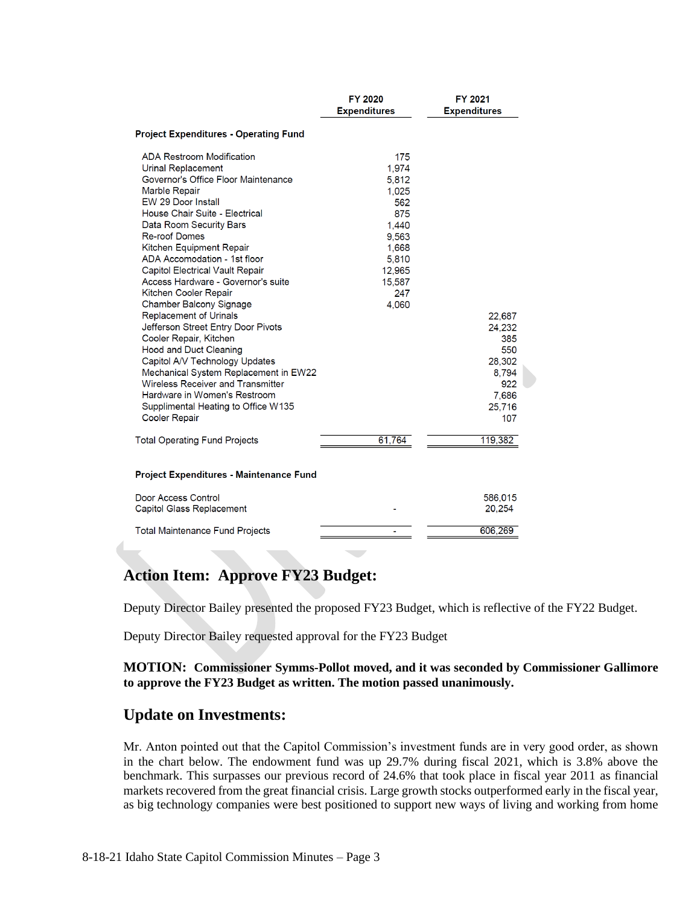| | FY 2020 Expenditures | FY 2021 Expenditures |
|---|---|---|
| **Project Expenditures - Operating Fund** | | |
| ADA Restroom Modification | 175 | |
| Urinal Replacement | 1,974 | |
| Governor's Office Floor Maintenance | 5,812 | |
| Marble Repair | 1,025 | |
| EW 29 Door Install | 562 | |
| House Chair Suite - Electrical | 875 | |
| Data Room Security Bars | 1,440 | |
| Re-roof Domes | 9,563 | |
| Kitchen Equipment Repair | 1,668 | |
| ADA Accomodation - 1st floor | 5,810 | |
| Capitol Electrical Vault Repair | 12,965 | |
| Access Hardware - Governor's suite | 15,587 | |
| Kitchen Cooler Repair | 247 | |
| Chamber Balcony Signage | 4,060 | |
| Replacement of Urinals | | 22,687 |
| Jefferson Street Entry Door Pivots | | 24,232 |
| Cooler Repair, Kitchen | | 385 |
| Hood and Duct Cleaning | | 550 |
| Capitol A/V Technology Updates | | 28,302 |
| Mechanical System Replacement in EW22 | | 8,794 |
| Wireless Receiver and Transmitter | | 922 |
| Hardware in Women's Restroom | | 7,686 |
| Supplimental Heating to Office W135 | | 25,716 |
| Cooler Repair | | 107 |
| Total Operating Fund Projects | 61,764 | 119,382 |
| **Project Expenditures - Maintenance Fund** | | |
| Door Access Control | | 586,015 |
| Capitol Glass Replacement | - | 20,254 |
| Total Maintenance Fund Projects | - | 606,269 |

## Action Item: Approve FY23 Budget:

Deputy Director Bailey presented the proposed FY23 Budget, which is reflective of the FY22 Budget.

Deputy Director Bailey requested approval for the FY23 Budget

**MOTION: Commissioner Symms-Pollot moved, and it was seconded by Commissioner Gallimore to approve the FY23 Budget as written. The motion passed unanimously.**

## Update on Investments:

Mr. Anton pointed out that the Capitol Commission's investment funds are in very good order, as shown in the chart below. The endowment fund was up 29.7% during fiscal 2021, which is 3.8% above the benchmark. This surpasses our previous record of 24.6% that took place in fiscal year 2011 as financial markets recovered from the great financial crisis. Large growth stocks outperformed early in the fiscal year, as big technology companies were best positioned to support new ways of living and working from home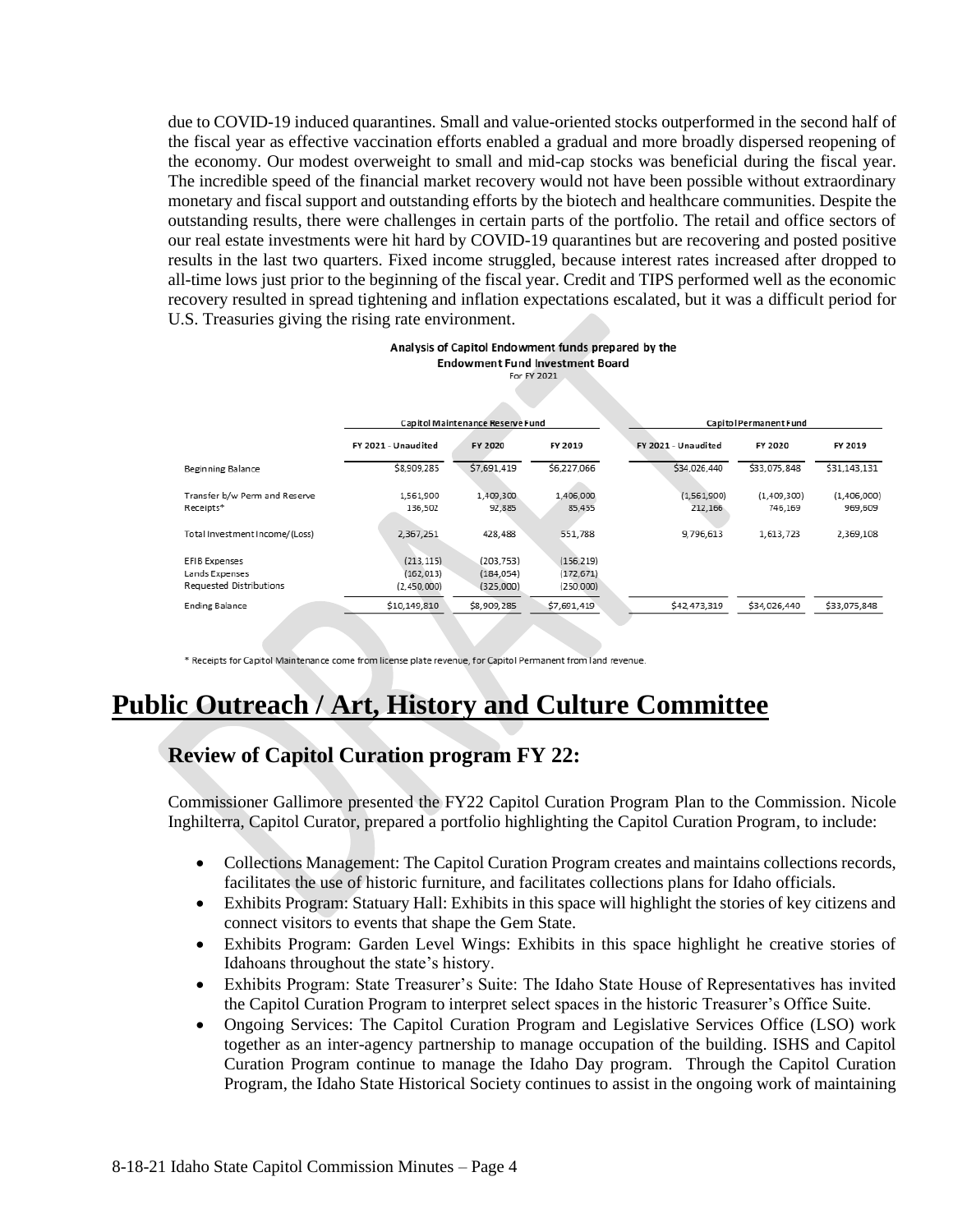due to COVID-19 induced quarantines. Small and value-oriented stocks outperformed in the second half of the fiscal year as effective vaccination efforts enabled a gradual and more broadly dispersed reopening of the economy. Our modest overweight to small and mid-cap stocks was beneficial during the fiscal year. The incredible speed of the financial market recovery would not have been possible without extraordinary monetary and fiscal support and outstanding efforts by the biotech and healthcare communities. Despite the outstanding results, there were challenges in certain parts of the portfolio. The retail and office sectors of our real estate investments were hit hard by COVID-19 quarantines but are recovering and posted positive results in the last two quarters. Fixed income struggled, because interest rates increased after dropped to all-time lows just prior to the beginning of the fiscal year. Credit and TIPS performed well as the economic recovery resulted in spread tightening and inflation expectations escalated, but it was a difficult period for U.S. Treasuries giving the rising rate environment.

**Analysis of Capitol Endowment funds prepared by the Endowment Fund Investment Board**
For FY 2021

| | Capitol Maintenance Reserve Fund | | | Capitol Permanent Fund | | |
|---|---|---|---|---|---|---|
| | FY 2021 - Unaudited | FY 2020 | FY 2019 | FY 2021 - Unaudited | FY 2020 | FY 2019 |
| Beginning Balance | $8,909,285 | $7,691,419 | $6,227,066 | $34,026,440 | $33,075,848 | $31,143,131 |
| Transfer b/w Perm and Reserve | 1,561,900 | 1,409,300 | 1,406,000 | (1,561,900) | (1,409,300) | (1,406,000) |
| Receipts* | 136,502 | 92,885 | 85,455 | 212,166 | 746,169 | 969,609 |
| Total Investment Income/(Loss) | 2,367,251 | 428,488 | 551,788 | 9,796,613 | 1,613,723 | 2,369,108 |
| EFIB Expenses | (213,115) | (203,753) | (156,219) | | | |
| Lands Expenses | (162,013) | (184,054) | (172,671) | | | |
| Requested Distributions | (2,450,000) | (325,000) | (250,000) | | | |
| Ending Balance | $10,149,810 | $8,909,285 | $7,691,419 | $42,473,319 | $34,026,440 | $33,075,848 |

\* Receipts for Capitol Maintenance come from license plate revenue, for Capitol Permanent from land revenue.

# Public Outreach / Art, History and Culture Committee

## Review of Capitol Curation program FY 22:

Commissioner Gallimore presented the FY22 Capitol Curation Program Plan to the Commission. Nicole Inghilterra, Capitol Curator, prepared a portfolio highlighting the Capitol Curation Program, to include:

- Collections Management: The Capitol Curation Program creates and maintains collections records, facilitates the use of historic furniture, and facilitates collections plans for Idaho officials.
- Exhibits Program: Statuary Hall: Exhibits in this space will highlight the stories of key citizens and connect visitors to events that shape the Gem State.
- Exhibits Program: Garden Level Wings: Exhibits in this space highlight he creative stories of Idahoans throughout the state's history.
- Exhibits Program: State Treasurer's Suite: The Idaho State House of Representatives has invited the Capitol Curation Program to interpret select spaces in the historic Treasurer's Office Suite.
- Ongoing Services: The Capitol Curation Program and Legislative Services Office (LSO) work together as an inter-agency partnership to manage occupation of the building. ISHS and Capitol Curation Program continue to manage the Idaho Day program. Through the Capitol Curation Program, the Idaho State Historical Society continues to assist in the ongoing work of maintaining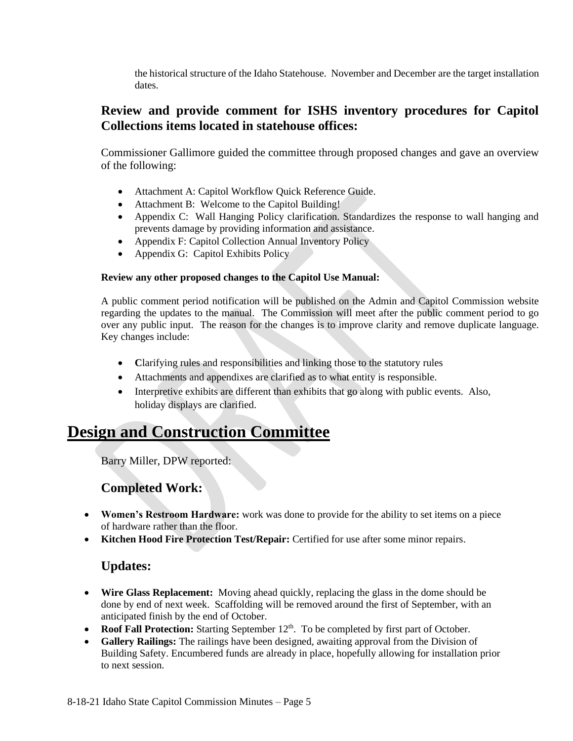the historical structure of the Idaho Statehouse. November and December are the target installation dates.

### Review and provide comment for ISHS inventory procedures for Capitol Collections items located in statehouse offices:

Commissioner Gallimore guided the committee through proposed changes and gave an overview of the following:

- Attachment A: Capitol Workflow Quick Reference Guide.
- Attachment B: Welcome to the Capitol Building!
- Appendix C: Wall Hanging Policy clarification. Standardizes the response to wall hanging and prevents damage by providing information and assistance.
- Appendix F: Capitol Collection Annual Inventory Policy
- Appendix G: Capitol Exhibits Policy

**Review any other proposed changes to the Capitol Use Manual:**

A public comment period notification will be published on the Admin and Capitol Commission website regarding the updates to the manual. The Commission will meet after the public comment period to go over any public input. The reason for the changes is to improve clarity and remove duplicate language. Key changes include:

- **C**larifying rules and responsibilities and linking those to the statutory rules
- Attachments and appendixes are clarified as to what entity is responsible.
- Interpretive exhibits are different than exhibits that go along with public events. Also, holiday displays are clarified.

# Design and Construction Committee

Barry Miller, DPW reported:

### Completed Work:

- **Women's Restroom Hardware:** work was done to provide for the ability to set items on a piece of hardware rather than the floor.
- **Kitchen Hood Fire Protection Test/Repair:** Certified for use after some minor repairs.

### Updates:

- **Wire Glass Replacement:** Moving ahead quickly, replacing the glass in the dome should be done by end of next week. Scaffolding will be removed around the first of September, with an anticipated finish by the end of October.
- **Roof Fall Protection:** Starting September 12th. To be completed by first part of October.
- **Gallery Railings:** The railings have been designed, awaiting approval from the Division of Building Safety. Encumbered funds are already in place, hopefully allowing for installation prior to next session.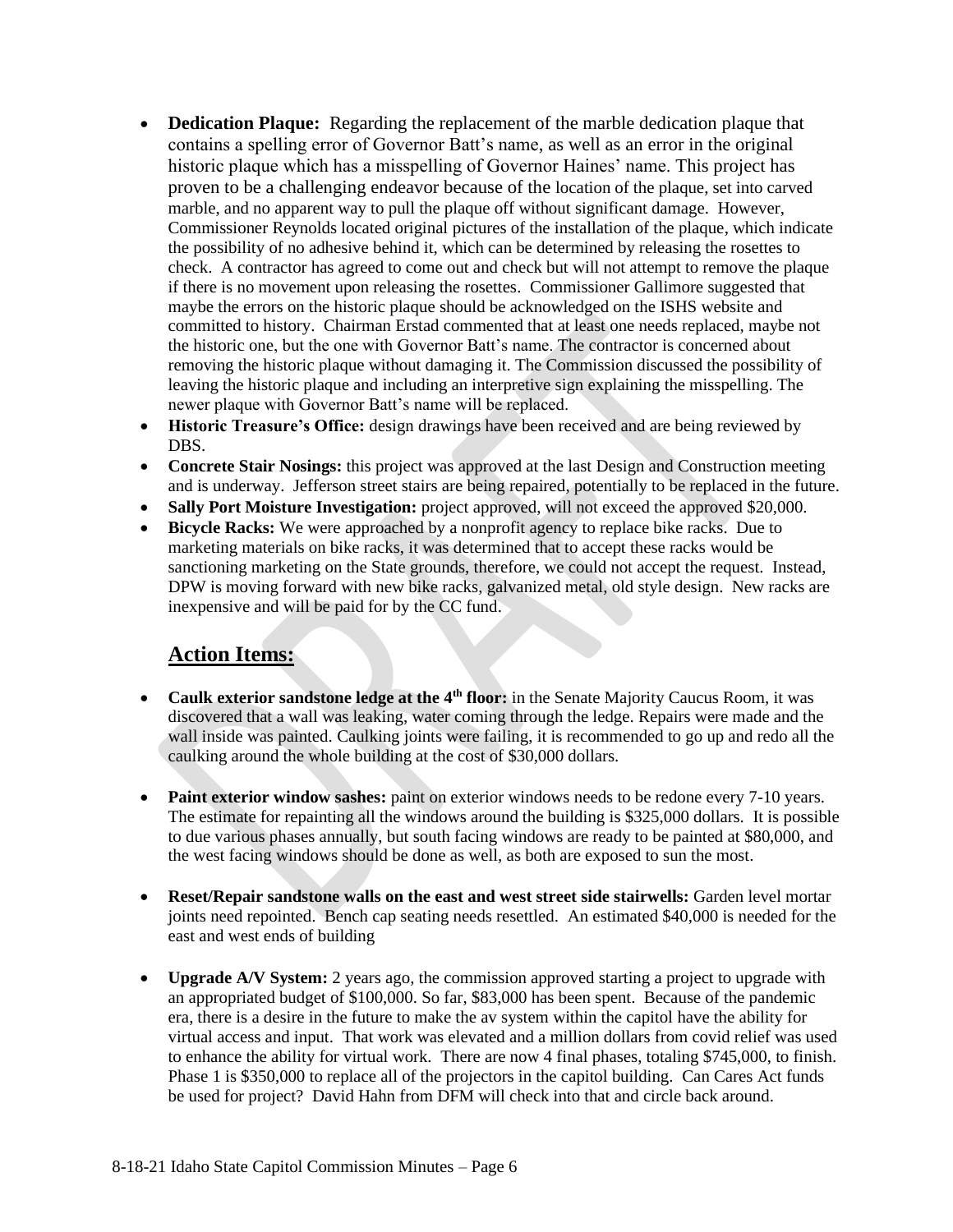- **Dedication Plaque:** Regarding the replacement of the marble dedication plaque that contains a spelling error of Governor Batt's name, as well as an error in the original historic plaque which has a misspelling of Governor Haines' name. This project has proven to be a challenging endeavor because of the location of the plaque, set into carved marble, and no apparent way to pull the plaque off without significant damage. However, Commissioner Reynolds located original pictures of the installation of the plaque, which indicate the possibility of no adhesive behind it, which can be determined by releasing the rosettes to check. A contractor has agreed to come out and check but will not attempt to remove the plaque if there is no movement upon releasing the rosettes. Commissioner Gallimore suggested that maybe the errors on the historic plaque should be acknowledged on the ISHS website and committed to history. Chairman Erstad commented that at least one needs replaced, maybe not the historic one, but the one with Governor Batt's name. The contractor is concerned about removing the historic plaque without damaging it. The Commission discussed the possibility of leaving the historic plaque and including an interpretive sign explaining the misspelling. The newer plaque with Governor Batt's name will be replaced.
- **Historic Treasure's Office:** design drawings have been received and are being reviewed by DBS.
- **Concrete Stair Nosings:** this project was approved at the last Design and Construction meeting and is underway. Jefferson street stairs are being repaired, potentially to be replaced in the future.
- **Sally Port Moisture Investigation:** project approved, will not exceed the approved $20,000.
- **Bicycle Racks:** We were approached by a nonprofit agency to replace bike racks. Due to marketing materials on bike racks, it was determined that to accept these racks would be sanctioning marketing on the State grounds, therefore, we could not accept the request. Instead, DPW is moving forward with new bike racks, galvanized metal, old style design. New racks are inexpensive and will be paid for by the CC fund.

## Action Items:

- **Caulk exterior sandstone ledge at the 4th floor:** in the Senate Majority Caucus Room, it was discovered that a wall was leaking, water coming through the ledge. Repairs were made and the wall inside was painted. Caulking joints were failing, it is recommended to go up and redo all the caulking around the whole building at the cost of $30,000 dollars.

- **Paint exterior window sashes:** paint on exterior windows needs to be redone every 7-10 years. The estimate for repainting all the windows around the building is $325,000 dollars. It is possible to due various phases annually, but south facing windows are ready to be painted at $80,000, and the west facing windows should be done as well, as both are exposed to sun the most.

- **Reset/Repair sandstone walls on the east and west street side stairwells:** Garden level mortar joints need repointed. Bench cap seating needs resettled. An estimated $40,000 is needed for the east and west ends of building

- **Upgrade A/V System:** 2 years ago, the commission approved starting a project to upgrade with an appropriated budget of $100,000. So far, $83,000 has been spent. Because of the pandemic era, there is a desire in the future to make the av system within the capitol have the ability for virtual access and input. That work was elevated and a million dollars from covid relief was used to enhance the ability for virtual work. There are now 4 final phases, totaling $745,000, to finish. Phase 1 is $350,000 to replace all of the projectors in the capitol building. Can Cares Act funds be used for project? David Hahn from DFM will check into that and circle back around.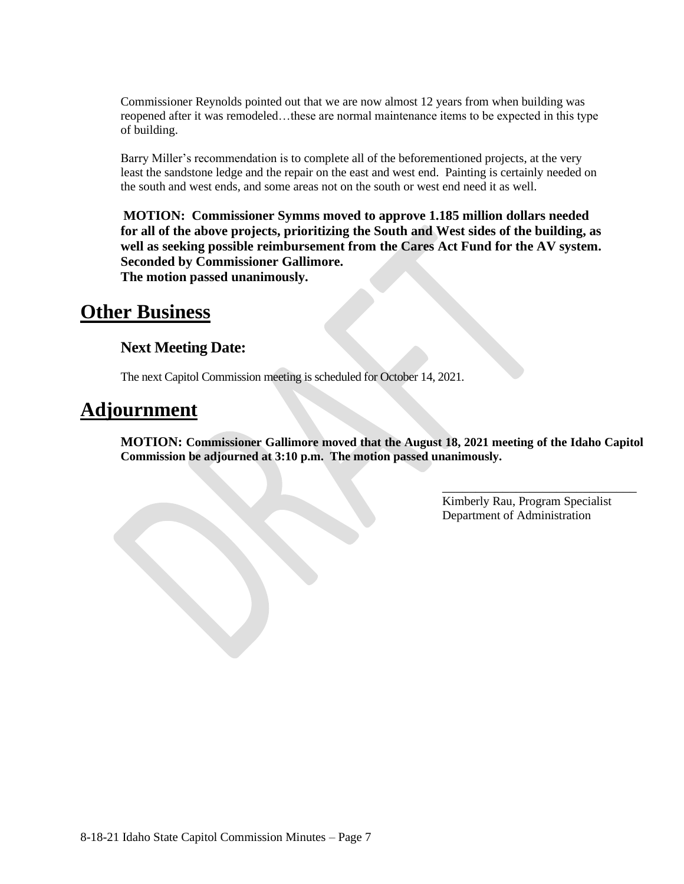Commissioner Reynolds pointed out that we are now almost 12 years from when building was reopened after it was remodeled…these are normal maintenance items to be expected in this type of building.

Barry Miller's recommendation is to complete all of the beforementioned projects, at the very least the sandstone ledge and the repair on the east and west end. Painting is certainly needed on the south and west ends, and some areas not on the south or west end need it as well.

**MOTION: Commissioner Symms moved to approve 1.185 million dollars needed for all of the above projects, prioritizing the South and West sides of the building, as well as seeking possible reimbursement from the Cares Act Fund for the AV system. Seconded by Commissioner Gallimore.**
**The motion passed unanimously.**

# Other Business

## Next Meeting Date:

The next Capitol Commission meeting is scheduled for October 14, 2021.

# Adjournment

**MOTION: Commissioner Gallimore moved that the August 18, 2021 meeting of the Idaho Capitol Commission be adjourned at 3:10 p.m. The motion passed unanimously.**

\_\_\_\_\_\_\_\_\_\_\_\_\_\_\_\_\_\_\_\_\_\_\_\_\_\_\_\_\_\_\_\_
Kimberly Rau, Program Specialist
Department of Administration